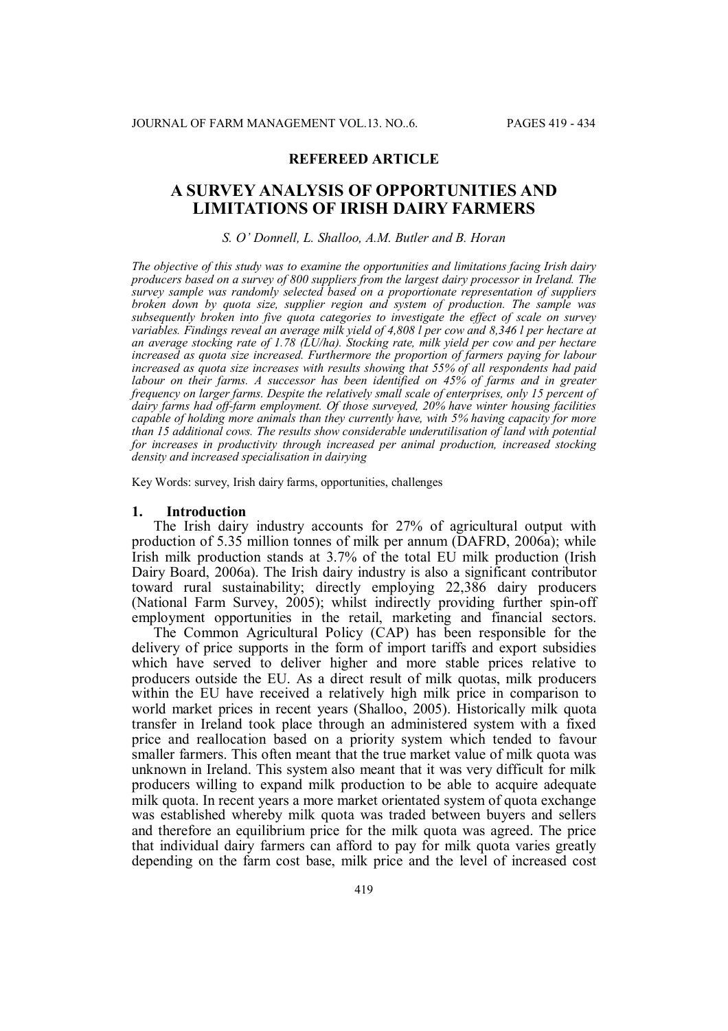**REFEREED ARTICLE**

# A SURVEY ANALYSIS OF OPPORTUNITIES AND LIMITATIONS OF IRISH DAIRY FARMERS

*S. O' Donnell, L. Shalloo, A.M. Butler and B. Horan*

*The objective of this study was to examine the opportunities and limitations facing Irish dairy producers based on a survey of 800 suppliers from the largest dairy processor in Ireland. The survey sample was randomly selected based on a proportionate representation of suppliers broken down by quota size, supplier region and system of production. The sample was subsequently broken into five quota categories to investigate the effect of scale on survey variables. Findings reveal an average milk yield of 4,808 l per cow and 8,346 l per hectare at an average stocking rate of 1.78 (LU/ha). Stocking rate, milk yield per cow and per hectare increased as quota size increased. Furthermore the proportion of farmers paying for labour increased as quota size increases with results showing that 55% of all respondents had paid labour on their farms. A successor has been identified on 45% of farms and in greater frequency on larger farms. Despite the relatively small scale of enterprises, only 15 percent of dairy farms had off-farm employment. Of those surveyed, 20% have winter housing facilities capable of holding more animals than they currently have, with 5% having capacity for more than 15 additional cows. The results show considerable underutilisation of land with potential for increases in productivity through increased per animal production, increased stocking density and increased specialisation in dairying*

Key Words: survey, Irish dairy farms, opportunities, challenges

## 1. Introduction

The Irish dairy industry accounts for 27% of agricultural output with production of 5.35 million tonnes of milk per annum (DAFRD, 2006a); while Irish milk production stands at 3.7% of the total EU milk production (Irish Dairy Board, 2006a). The Irish dairy industry is also a significant contributor toward rural sustainability; directly employing 22,386 dairy producers (National Farm Survey, 2005); whilst indirectly providing further spin-off employment opportunities in the retail, marketing and financial sectors.

The Common Agricultural Policy (CAP) has been responsible for the delivery of price supports in the form of import tariffs and export subsidies which have served to deliver higher and more stable prices relative to producers outside the EU. As a direct result of milk quotas, milk producers within the EU have received a relatively high milk price in comparison to world market prices in recent years (Shalloo, 2005). Historically milk quota transfer in Ireland took place through an administered system with a fixed price and reallocation based on a priority system which tended to favour smaller farmers. This often meant that the true market value of milk quota was unknown in Ireland. This system also meant that it was very difficult for milk producers willing to expand milk production to be able to acquire adequate milk quota. In recent years a more market orientated system of quota exchange was established whereby milk quota was traded between buyers and sellers and therefore an equilibrium price for the milk quota was agreed. The price that individual dairy farmers can afford to pay for milk quota varies greatly depending on the farm cost base, milk price and the level of increased cost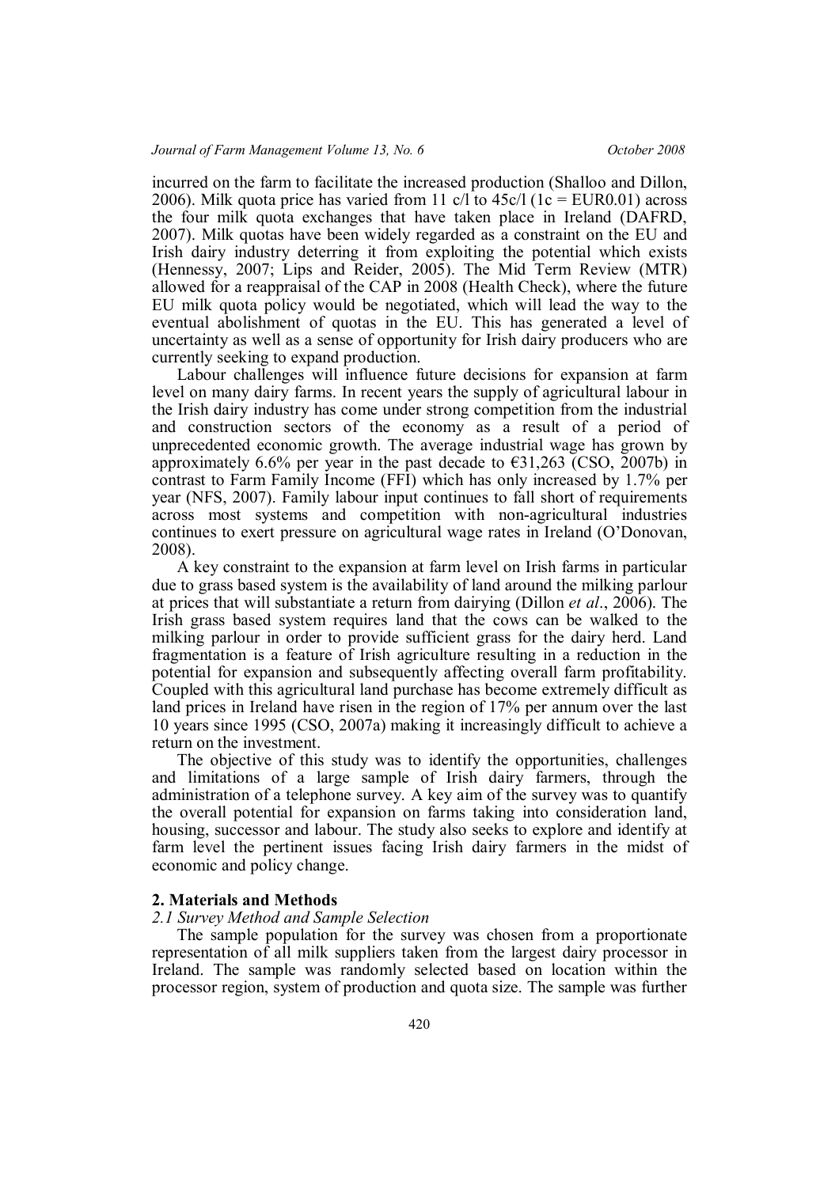incurred on the farm to facilitate the increased production (Shalloo and Dillon, 2006). Milk quota price has varied from 11 c/l to 45c/l (1c = EUR0.01) across the four milk quota exchanges that have taken place in Ireland (DAFRD, 2007). Milk quotas have been widely regarded as a constraint on the EU and Irish dairy industry deterring it from exploiting the potential which exists (Hennessy, 2007; Lips and Reider, 2005). The Mid Term Review (MTR) allowed for a reappraisal of the CAP in 2008 (Health Check), where the future EU milk quota policy would be negotiated, which will lead the way to the eventual abolishment of quotas in the EU. This has generated a level of uncertainty as well as a sense of opportunity for Irish dairy producers who are currently seeking to expand production.

Labour challenges will influence future decisions for expansion at farm level on many dairy farms. In recent years the supply of agricultural labour in the Irish dairy industry has come under strong competition from the industrial and construction sectors of the economy as a result of a period of unprecedented economic growth. The average industrial wage has grown by approximately 6.6% per year in the past decade to €31,263 (CSO, 2007b) in contrast to Farm Family Income (FFI) which has only increased by 1.7% per year (NFS, 2007). Family labour input continues to fall short of requirements across most systems and competition with non-agricultural industries continues to exert pressure on agricultural wage rates in Ireland (O'Donovan, 2008).

A key constraint to the expansion at farm level on Irish farms in particular due to grass based system is the availability of land around the milking parlour at prices that will substantiate a return from dairying (Dillon *et al*., 2006). The Irish grass based system requires land that the cows can be walked to the milking parlour in order to provide sufficient grass for the dairy herd. Land fragmentation is a feature of Irish agriculture resulting in a reduction in the potential for expansion and subsequently affecting overall farm profitability. Coupled with this agricultural land purchase has become extremely difficult as land prices in Ireland have risen in the region of 17% per annum over the last 10 years since 1995 (CSO, 2007a) making it increasingly difficult to achieve a return on the investment.

The objective of this study was to identify the opportunities, challenges and limitations of a large sample of Irish dairy farmers, through the administration of a telephone survey. A key aim of the survey was to quantify the overall potential for expansion on farms taking into consideration land, housing, successor and labour. The study also seeks to explore and identify at farm level the pertinent issues facing Irish dairy farmers in the midst of economic and policy change.

## 2. Materials and Methods

### *2.1 Survey Method and Sample Selection*

The sample population for the survey was chosen from a proportionate representation of all milk suppliers taken from the largest dairy processor in Ireland. The sample was randomly selected based on location within the processor region, system of production and quota size. The sample was further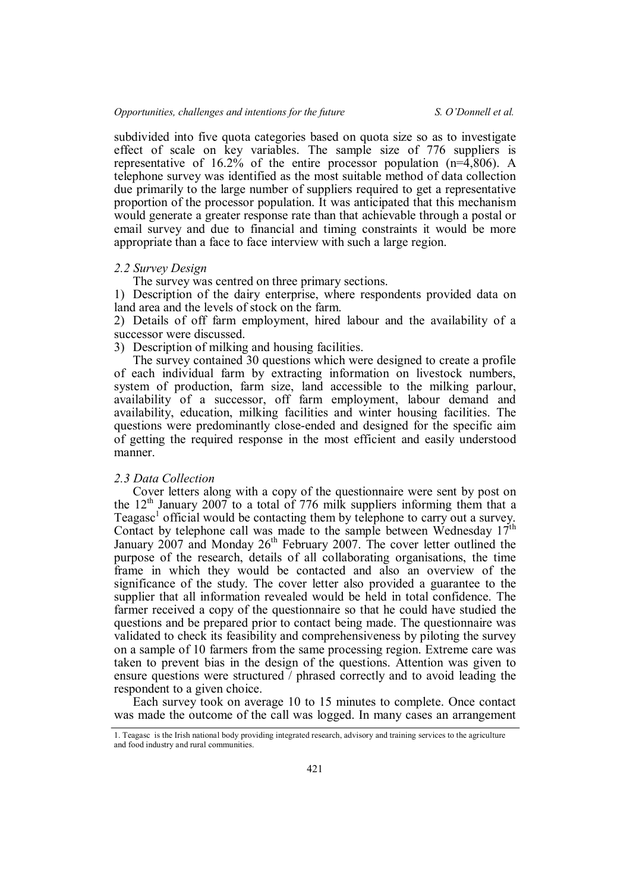subdivided into five quota categories based on quota size so as to investigate effect of scale on key variables. The sample size of 776 suppliers is representative of 16.2% of the entire processor population (n=4,806). A telephone survey was identified as the most suitable method of data collection due primarily to the large number of suppliers required to get a representative proportion of the processor population. It was anticipated that this mechanism would generate a greater response rate than that achievable through a postal or email survey and due to financial and timing constraints it would be more appropriate than a face to face interview with such a large region.

### *2.2 Survey Design*

The survey was centred on three primary sections.

1) Description of the dairy enterprise, where respondents provided data on land area and the levels of stock on the farm.
2) Details of off farm employment, hired labour and the availability of a successor were discussed.
3) Description of milking and housing facilities.

The survey contained 30 questions which were designed to create a profile of each individual farm by extracting information on livestock numbers, system of production, farm size, land accessible to the milking parlour, availability of a successor, off farm employment, labour demand and availability, education, milking facilities and winter housing facilities. The questions were predominantly close-ended and designed for the specific aim of getting the required response in the most efficient and easily understood manner.

### *2.3 Data Collection*

Cover letters along with a copy of the questionnaire were sent by post on the 12th January 2007 to a total of 776 milk suppliers informing them that a Teagasc[1] official would be contacting them by telephone to carry out a survey. Contact by telephone call was made to the sample between Wednesday 17th January 2007 and Monday 26th February 2007. The cover letter outlined the purpose of the research, details of all collaborating organisations, the time frame in which they would be contacted and also an overview of the significance of the study. The cover letter also provided a guarantee to the supplier that all information revealed would be held in total confidence. The farmer received a copy of the questionnaire so that he could have studied the questions and be prepared prior to contact being made. The questionnaire was validated to check its feasibility and comprehensiveness by piloting the survey on a sample of 10 farmers from the same processing region. Extreme care was taken to prevent bias in the design of the questions. Attention was given to ensure questions were structured / phrased correctly and to avoid leading the respondent to a given choice.

Each survey took on average 10 to 15 minutes to complete. Once contact was made the outcome of the call was logged. In many cases an arrangement

1. Teagasc is the Irish national body providing integrated research, advisory and training services to the agriculture and food industry and rural communities.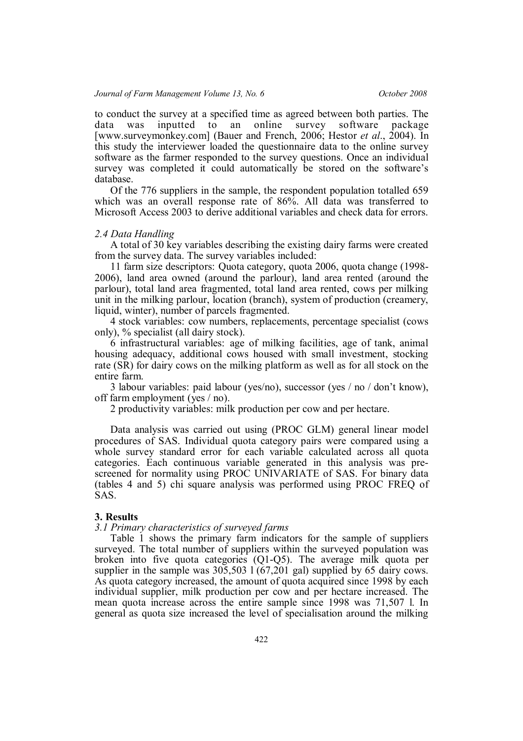to conduct the survey at a specified time as agreed between both parties. The data was inputted to an online survey software package [www.surveymonkey.com] (Bauer and French, 2006; Hestor *et al*., 2004). In this study the interviewer loaded the questionnaire data to the online survey software as the farmer responded to the survey questions. Once an individual survey was completed it could automatically be stored on the software's database.

Of the 776 suppliers in the sample, the respondent population totalled 659 which was an overall response rate of 86%. All data was transferred to Microsoft Access 2003 to derive additional variables and check data for errors.

### *2.4 Data Handling*

A total of 30 key variables describing the existing dairy farms were created from the survey data. The survey variables included:

11 farm size descriptors: Quota category, quota 2006, quota change (1998-2006), land area owned (around the parlour), land area rented (around the parlour), total land area fragmented, total land area rented, cows per milking unit in the milking parlour, location (branch), system of production (creamery, liquid, winter), number of parcels fragmented.

4 stock variables: cow numbers, replacements, percentage specialist (cows only), % specialist (all dairy stock).

6 infrastructural variables: age of milking facilities, age of tank, animal housing adequacy, additional cows housed with small investment, stocking rate (SR) for dairy cows on the milking platform as well as for all stock on the entire farm.

3 labour variables: paid labour (yes/no), successor (yes / no / don't know), off farm employment (yes / no).

2 productivity variables: milk production per cow and per hectare.

Data analysis was carried out using (PROC GLM) general linear model procedures of SAS. Individual quota category pairs were compared using a whole survey standard error for each variable calculated across all quota categories. Each continuous variable generated in this analysis was pre-screened for normality using PROC UNIVARIATE of SAS. For binary data (tables 4 and 5) chi square analysis was performed using PROC FREQ of SAS.

## 3. Results

### *3.1 Primary characteristics of surveyed farms*

Table 1 shows the primary farm indicators for the sample of suppliers surveyed. The total number of suppliers within the surveyed population was broken into five quota categories (Q1-Q5). The average milk quota per supplier in the sample was 305,503 l (67,201 gal) supplied by 65 dairy cows. As quota category increased, the amount of quota acquired since 1998 by each individual supplier, milk production per cow and per hectare increased. The mean quota increase across the entire sample since 1998 was 71,507 l. In general as quota size increased the level of specialisation around the milking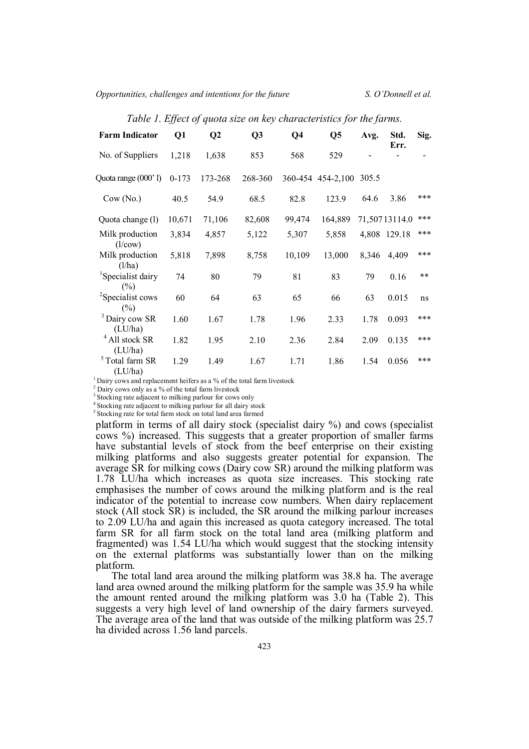*Table 1. Effect of quota size on key characteristics for the farms.*

| Farm Indicator | Q1 | Q2 | Q3 | Q4 | Q5 | Avg. | Std. Err. | Sig. |
|---|---|---|---|---|---|---|---|---|
| No. of Suppliers | 1,218 | 1,638 | 853 | 568 | 529 | - | - | - |
| Quota range (000' l) | 0-173 | 173-268 | 268-360 | 360-454 | 454-2,100 | 305.5 | | |
| Cow (No.) | 40.5 | 54.9 | 68.5 | 82.8 | 123.9 | 64.6 | 3.86 | *** |
| Quota change (l) | 10,671 | 71,106 | 82,608 | 99,474 | 164,889 | 71,507 | 13114.0 | *** |
| Milk production (l/cow) | 3,834 | 4,857 | 5,122 | 5,307 | 5,858 | 4,808 | 129.18 | *** |
| Milk production (l/ha) | 5,818 | 7,898 | 8,758 | 10,109 | 13,000 | 8,346 | 4,409 | *** |
| [1]Specialist dairy (%) | 74 | 80 | 79 | 81 | 83 | 79 | 0.16 | ** |
| [2]Specialist cows (%) | 60 | 64 | 63 | 65 | 66 | 63 | 0.015 | ns |
| [3] Dairy cow SR (LU/ha) | 1.60 | 1.67 | 1.78 | 1.96 | 2.33 | 1.78 | 0.093 | *** |
| [4] All stock SR (LU/ha) | 1.82 | 1.95 | 2.10 | 2.36 | 2.84 | 2.09 | 0.135 | *** |
| [5] Total farm SR (LU/ha) | 1.29 | 1.49 | 1.67 | 1.71 | 1.86 | 1.54 | 0.056 | *** |

[1] Dairy cows and replacement heifers as a % of the total farm livestock
[2] Dairy cows only as a % of the total farm livestock
[3] Stocking rate adjacent to milking parlour for cows only
[4] Stocking rate adjacent to milking parlour for all dairy stock
[5] Stocking rate for total farm stock on total land area farmed

platform in terms of all dairy stock (specialist dairy %) and cows (specialist cows %) increased. This suggests that a greater proportion of smaller farms have substantial levels of stock from the beef enterprise on their existing milking platforms and also suggests greater potential for expansion. The average SR for milking cows (Dairy cow SR) around the milking platform was 1.78 LU/ha which increases as quota size increases. This stocking rate emphasises the number of cows around the milking platform and is the real indicator of the potential to increase cow numbers. When dairy replacement stock (All stock SR) is included, the SR around the milking parlour increases to 2.09 LU/ha and again this increased as quota category increased. The total farm SR for all farm stock on the total land area (milking platform and fragmented) was 1.54 LU/ha which would suggest that the stocking intensity on the external platforms was substantially lower than on the milking platform.

The total land area around the milking platform was 38.8 ha. The average land area owned around the milking platform for the sample was 35.9 ha while the amount rented around the milking platform was 3.0 ha (Table 2). This suggests a very high level of land ownership of the dairy farmers surveyed. The average area of the land that was outside of the milking platform was 25.7 ha divided across 1.56 land parcels.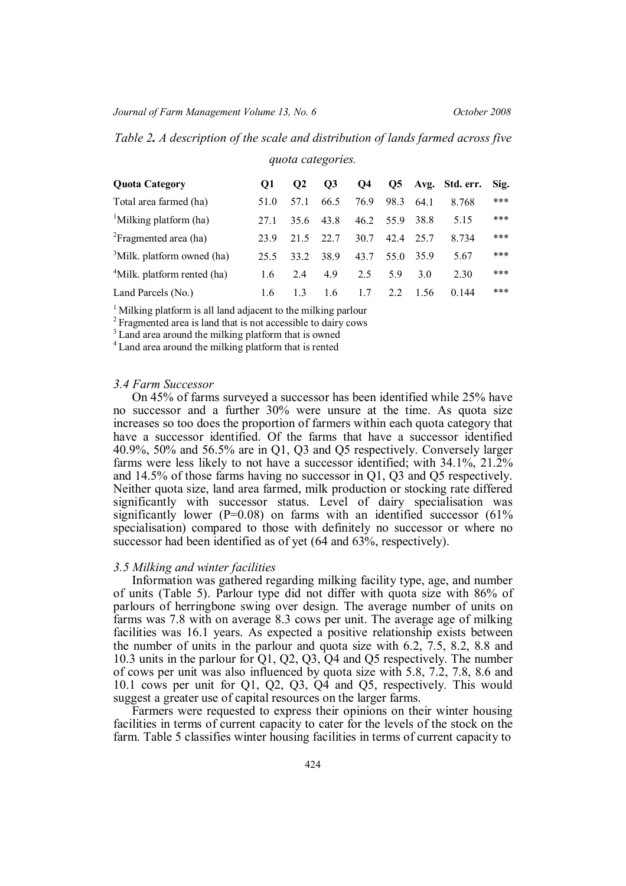*Table 2. A description of the scale and distribution of lands farmed across five quota categories.*

| Quota Category | Q1 | Q2 | Q3 | Q4 | Q5 | Avg. | Std. err. | Sig. |
|---|---|---|---|---|---|---|---|---|
| Total area farmed (ha) | 51.0 | 57.1 | 66.5 | 76.9 | 98.3 | 64.1 | 8.768 | *** |
| [1]Milking platform (ha) | 27.1 | 35.6 | 43.8 | 46.2 | 55.9 | 38.8 | 5.15 | *** |
| [2]Fragmented area (ha) | 23.9 | 21.5 | 22.7 | 30.7 | 42.4 | 25.7 | 8.734 | *** |
| [3]Milk. platform owned (ha) | 25.5 | 33.2 | 38.9 | 43.7 | 55.0 | 35.9 | 5.67 | *** |
| [4]Milk. platform rented (ha) | 1.6 | 2.4 | 4.9 | 2.5 | 5.9 | 3.0 | 2.30 | *** |
| Land Parcels (No.) | 1.6 | 1.3 | 1.6 | 1.7 | 2.2 | 1.56 | 0.144 | *** |

[1] Milking platform is all land adjacent to the milking parlour
[2] Fragmented area is land that is not accessible to dairy cows
[3] Land area around the milking platform that is owned
[4] Land area around the milking platform that is rented

### *3.4 Farm Successor*

On 45% of farms surveyed a successor has been identified while 25% have no successor and a further 30% were unsure at the time. As quota size increases so too does the proportion of farmers within each quota category that have a successor identified. Of the farms that have a successor identified 40.9%, 50% and 56.5% are in Q1, Q3 and Q5 respectively. Conversely larger farms were less likely to not have a successor identified; with 34.1%, 21.2% and 14.5% of those farms having no successor in Q1, Q3 and Q5 respectively. Neither quota size, land area farmed, milk production or stocking rate differed significantly with successor status. Level of dairy specialisation was significantly lower ($P=0.08$) on farms with an identified successor (61% specialisation) compared to those with definitely no successor or where no successor had been identified as of yet (64 and 63%, respectively).

### *3.5 Milking and winter facilities*

Information was gathered regarding milking facility type, age, and number of units (Table 5). Parlour type did not differ with quota size with 86% of parlours of herringbone swing over design. The average number of units on farms was 7.8 with on average 8.3 cows per unit. The average age of milking facilities was 16.1 years. As expected a positive relationship exists between the number of units in the parlour and quota size with 6.2, 7.5, 8.2, 8.8 and 10.3 units in the parlour for Q1, Q2, Q3, Q4 and Q5 respectively. The number of cows per unit was also influenced by quota size with 5.8, 7.2, 7.8, 8.6 and 10.1 cows per unit for Q1, Q2, Q3, Q4 and Q5, respectively. This would suggest a greater use of capital resources on the larger farms.

Farmers were requested to express their opinions on their winter housing facilities in terms of current capacity to cater for the levels of the stock on the farm. Table 5 classifies winter housing facilities in terms of current capacity to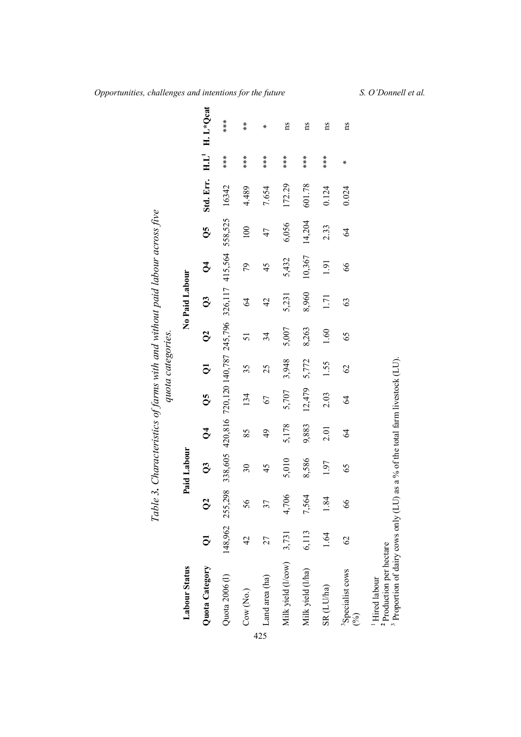*Table 3. Characteristics of farms with and without paid labour across five quota categories.*

| Labour Status | Paid Labour | | | | | No Paid Labour | | | | | | | |
|---|---|---|---|---|---|---|---|---|---|---|---|---|---|
| **Quota Category** | **Q1** | **Q2** | **Q3** | **Q4** | **Q5** | **Q1** | **Q2** | **Q3** | **Q4** | **Q5** | **Std. Err.** | **H.L**[1] | **H. L*Qcat** |
| Quota 2006 (l) | 148,962 | 255,298 | 338,605 | 420,816 | 720,120 | 140,787 | 245,796 | 326,117 | 415,564 | 558,525 | 16342 | *** | *** |
| Cow (No.) | 42 | 56 | 30 | 85 | 134 | 35 | 51 | 64 | 79 | 100 | 4.489 | *** | ** |
| Land area (ha) | 27 | 37 | 45 | 49 | 67 | 25 | 34 | 42 | 45 | 47 | 7.654 | *** | * |
| Milk yield (l/cow) | 3,731 | 4,706 | 5,010 | 5,178 | 5,707 | 3,948 | 5,007 | 5,231 | 5,432 | 6,056 | 172.29 | *** | ns |
| Milk yield (l/ha) | 6,113 | 7,564 | 8,586 | 9,883 | 12,479 | 5,772 | 8,263 | 8,960 | 10,367 | 14,204 | 601.78 | *** | ns |
| SR (LU/ha) | 1.64 | 1.84 | 1.97 | 2.01 | 2.03 | 1.55 | 1.60 | 1.71 | 1.91 | 2.33 | 0.124 | *** | ns |
| [3]Specialist cows (%) | 62 | 66 | 65 | 64 | 64 | 62 | 65 | 63 | 66 | 64 | 0.024 | * | ns |

[1] Hired labour
[2] Production per hectare
[3] Proportion of dairy cows only (LU) as a % of the total farm livestock (LU).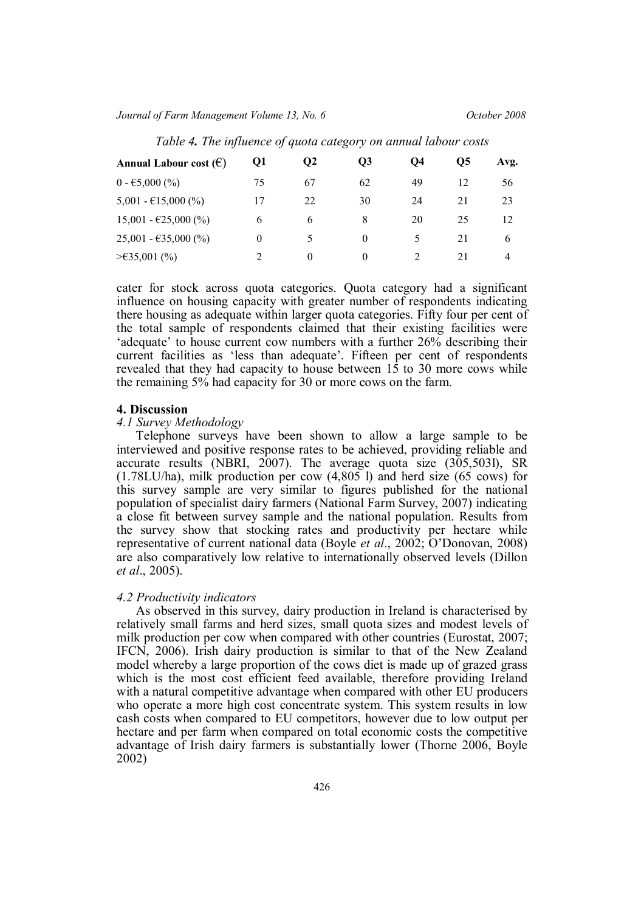*Table 4. The influence of quota category on annual labour costs*

| Annual Labour cost (€) | Q1 | Q2 | Q3 | Q4 | Q5 | Avg. |
|---|---|---|---|---|---|---|
| 0 - €5,000 (%) | 75 | 67 | 62 | 49 | 12 | 56 |
| 5,001 - €15,000 (%) | 17 | 22 | 30 | 24 | 21 | 23 |
| 15,001 - €25,000 (%) | 6 | 6 | 8 | 20 | 25 | 12 |
| 25,001 - €35,000 (%) | 0 | 5 | 0 | 5 | 21 | 6 |
| >€35,001 (%) | 2 | 0 | 0 | 2 | 21 | 4 |

cater for stock across quota categories. Quota category had a significant influence on housing capacity with greater number of respondents indicating there housing as adequate within larger quota categories. Fifty four per cent of the total sample of respondents claimed that their existing facilities were 'adequate' to house current cow numbers with a further 26% describing their current facilities as 'less than adequate'. Fifteen per cent of respondents revealed that they had capacity to house between 15 to 30 more cows while the remaining 5% had capacity for 30 or more cows on the farm.

## 4. Discussion

### *4.1 Survey Methodology*

Telephone surveys have been shown to allow a large sample to be interviewed and positive response rates to be achieved, providing reliable and accurate results (NBRI, 2007). The average quota size (305,503l), SR (1.78LU/ha), milk production per cow (4,805 l) and herd size (65 cows) for this survey sample are very similar to figures published for the national population of specialist dairy farmers (National Farm Survey, 2007) indicating a close fit between survey sample and the national population. Results from the survey show that stocking rates and productivity per hectare while representative of current national data (Boyle *et al*., 2002; O'Donovan, 2008) are also comparatively low relative to internationally observed levels (Dillon *et al*., 2005).

### *4.2 Productivity indicators*

As observed in this survey, dairy production in Ireland is characterised by relatively small farms and herd sizes, small quota sizes and modest levels of milk production per cow when compared with other countries (Eurostat, 2007; IFCN, 2006). Irish dairy production is similar to that of the New Zealand model whereby a large proportion of the cows diet is made up of grazed grass which is the most cost efficient feed available, therefore providing Ireland with a natural competitive advantage when compared with other EU producers who operate a more high cost concentrate system. This system results in low cash costs when compared to EU competitors, however due to low output per hectare and per farm when compared on total economic costs the competitive advantage of Irish dairy farmers is substantially lower (Thorne 2006, Boyle 2002)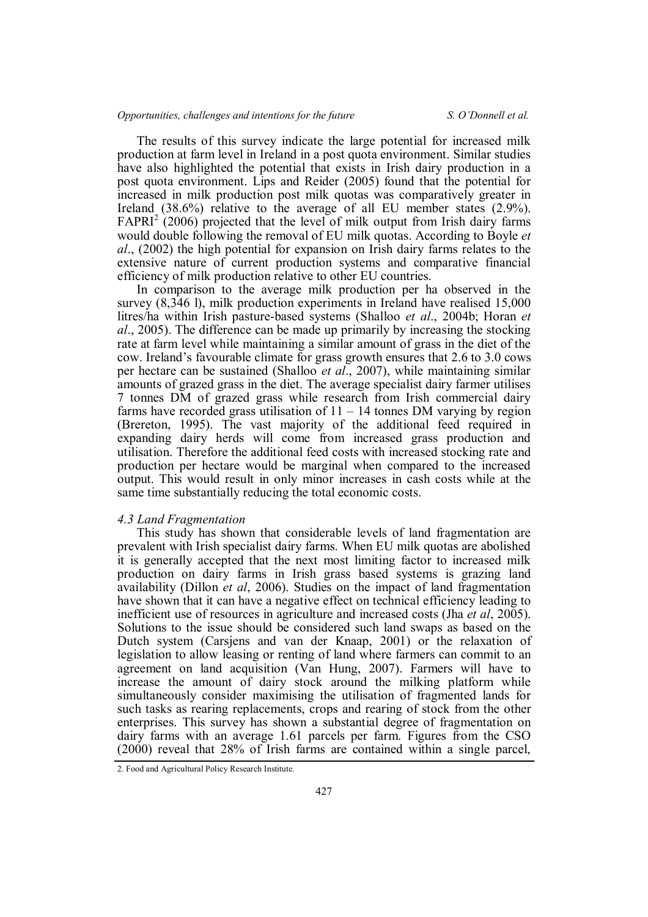The results of this survey indicate the large potential for increased milk production at farm level in Ireland in a post quota environment. Similar studies have also highlighted the potential that exists in Irish dairy production in a post quota environment. Lips and Reider (2005) found that the potential for increased in milk production post milk quotas was comparatively greater in Ireland (38.6%) relative to the average of all EU member states (2.9%). FAPRI[2] (2006) projected that the level of milk output from Irish dairy farms would double following the removal of EU milk quotas. According to Boyle *et al*., (2002) the high potential for expansion on Irish dairy farms relates to the extensive nature of current production systems and comparative financial efficiency of milk production relative to other EU countries.

In comparison to the average milk production per ha observed in the survey (8,346 l), milk production experiments in Ireland have realised 15,000 litres/ha within Irish pasture-based systems (Shalloo *et al*., 2004b; Horan *et al*., 2005). The difference can be made up primarily by increasing the stocking rate at farm level while maintaining a similar amount of grass in the diet of the cow. Ireland's favourable climate for grass growth ensures that 2.6 to 3.0 cows per hectare can be sustained (Shalloo *et al*., 2007), while maintaining similar amounts of grazed grass in the diet. The average specialist dairy farmer utilises 7 tonnes DM of grazed grass while research from Irish commercial dairy farms have recorded grass utilisation of 11 – 14 tonnes DM varying by region (Brereton, 1995). The vast majority of the additional feed required in expanding dairy herds will come from increased grass production and utilisation. Therefore the additional feed costs with increased stocking rate and production per hectare would be marginal when compared to the increased output. This would result in only minor increases in cash costs while at the same time substantially reducing the total economic costs.

### *4.3 Land Fragmentation*

This study has shown that considerable levels of land fragmentation are prevalent with Irish specialist dairy farms. When EU milk quotas are abolished it is generally accepted that the next most limiting factor to increased milk production on dairy farms in Irish grass based systems is grazing land availability (Dillon *et al*, 2006). Studies on the impact of land fragmentation have shown that it can have a negative effect on technical efficiency leading to inefficient use of resources in agriculture and increased costs (Jha *et al*, 2005). Solutions to the issue should be considered such land swaps as based on the Dutch system (Carsjens and van der Knaap, 2001) or the relaxation of legislation to allow leasing or renting of land where farmers can commit to an agreement on land acquisition (Van Hung, 2007). Farmers will have to increase the amount of dairy stock around the milking platform while simultaneously consider maximising the utilisation of fragmented lands for such tasks as rearing replacements, crops and rearing of stock from the other enterprises. This survey has shown a substantial degree of fragmentation on dairy farms with an average 1.61 parcels per farm. Figures from the CSO (2000) reveal that 28% of Irish farms are contained within a single parcel,

2. Food and Agricultural Policy Research Institute.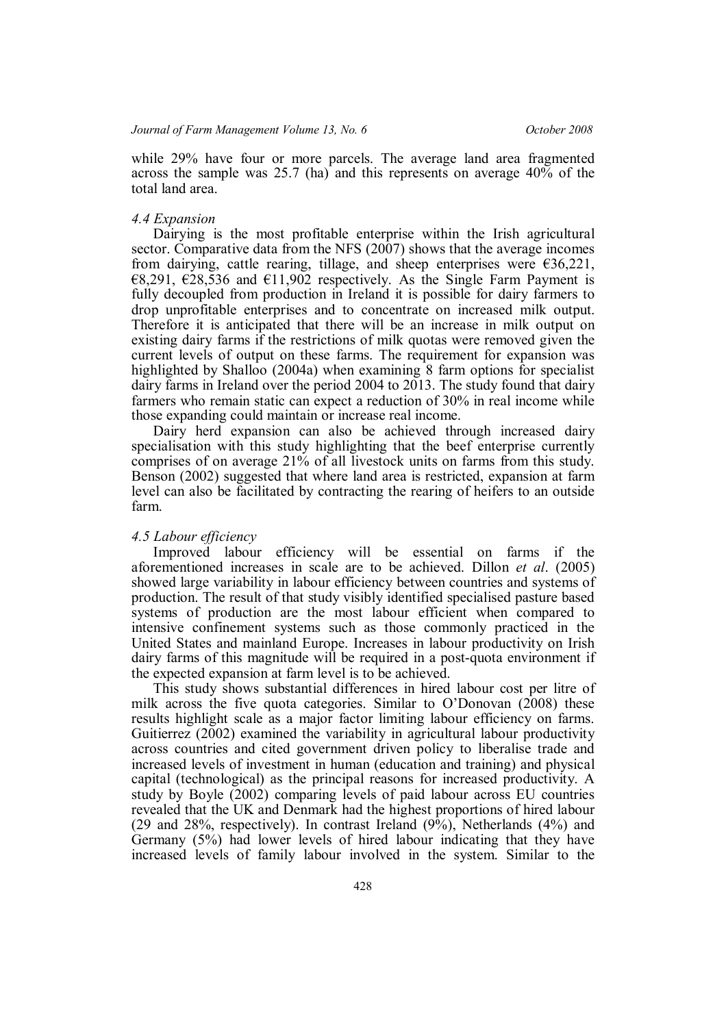while 29% have four or more parcels. The average land area fragmented across the sample was 25.7 (ha) and this represents on average 40% of the total land area.

### *4.4 Expansion*

Dairying is the most profitable enterprise within the Irish agricultural sector. Comparative data from the NFS (2007) shows that the average incomes from dairying, cattle rearing, tillage, and sheep enterprises were €36,221, €8,291, €28,536 and €11,902 respectively. As the Single Farm Payment is fully decoupled from production in Ireland it is possible for dairy farmers to drop unprofitable enterprises and to concentrate on increased milk output. Therefore it is anticipated that there will be an increase in milk output on existing dairy farms if the restrictions of milk quotas were removed given the current levels of output on these farms. The requirement for expansion was highlighted by Shalloo (2004a) when examining 8 farm options for specialist dairy farms in Ireland over the period 2004 to 2013. The study found that dairy farmers who remain static can expect a reduction of 30% in real income while those expanding could maintain or increase real income.

Dairy herd expansion can also be achieved through increased dairy specialisation with this study highlighting that the beef enterprise currently comprises of on average 21% of all livestock units on farms from this study. Benson (2002) suggested that where land area is restricted, expansion at farm level can also be facilitated by contracting the rearing of heifers to an outside farm.

### *4.5 Labour efficiency*

Improved labour efficiency will be essential on farms if the aforementioned increases in scale are to be achieved. Dillon *et al*. (2005) showed large variability in labour efficiency between countries and systems of production. The result of that study visibly identified specialised pasture based systems of production are the most labour efficient when compared to intensive confinement systems such as those commonly practiced in the United States and mainland Europe. Increases in labour productivity on Irish dairy farms of this magnitude will be required in a post-quota environment if the expected expansion at farm level is to be achieved.

This study shows substantial differences in hired labour cost per litre of milk across the five quota categories. Similar to O'Donovan (2008) these results highlight scale as a major factor limiting labour efficiency on farms. Guitierrez (2002) examined the variability in agricultural labour productivity across countries and cited government driven policy to liberalise trade and increased levels of investment in human (education and training) and physical capital (technological) as the principal reasons for increased productivity. A study by Boyle (2002) comparing levels of paid labour across EU countries revealed that the UK and Denmark had the highest proportions of hired labour (29 and 28%, respectively). In contrast Ireland (9%), Netherlands (4%) and Germany (5%) had lower levels of hired labour indicating that they have increased levels of family labour involved in the system. Similar to the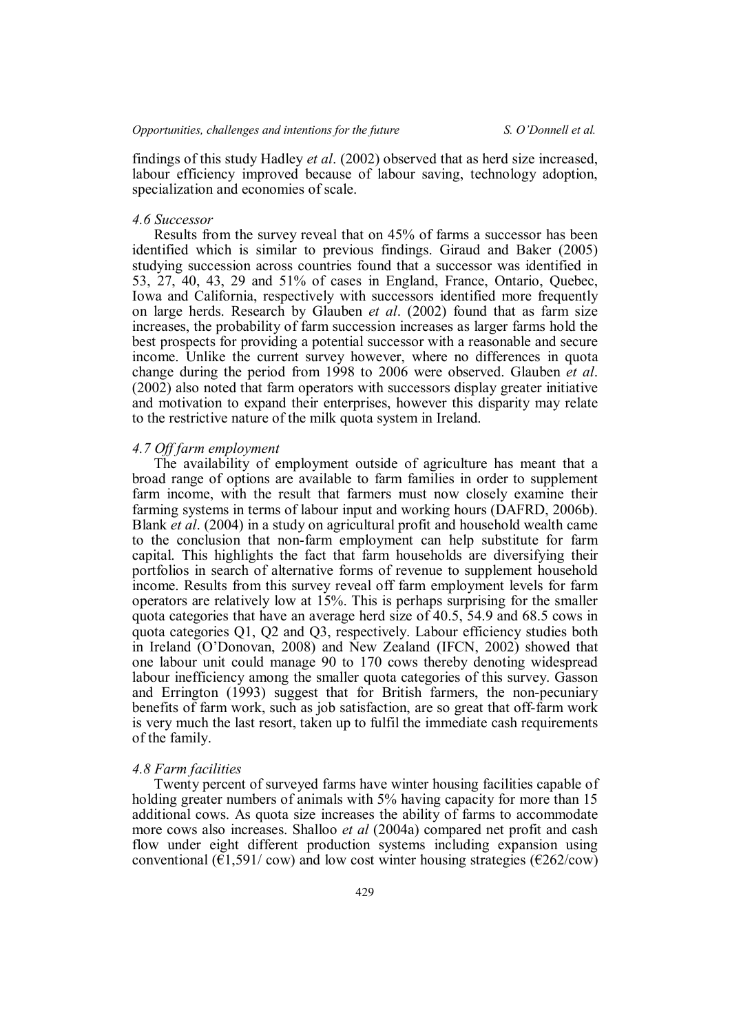findings of this study Hadley *et al*. (2002) observed that as herd size increased, labour efficiency improved because of labour saving, technology adoption, specialization and economies of scale.

### *4.6 Successor*

Results from the survey reveal that on 45% of farms a successor has been identified which is similar to previous findings. Giraud and Baker (2005) studying succession across countries found that a successor was identified in 53, 27, 40, 43, 29 and 51% of cases in England, France, Ontario, Quebec, Iowa and California, respectively with successors identified more frequently on large herds. Research by Glauben *et al*. (2002) found that as farm size increases, the probability of farm succession increases as larger farms hold the best prospects for providing a potential successor with a reasonable and secure income. Unlike the current survey however, where no differences in quota change during the period from 1998 to 2006 were observed. Glauben *et al*. (2002) also noted that farm operators with successors display greater initiative and motivation to expand their enterprises, however this disparity may relate to the restrictive nature of the milk quota system in Ireland.

### *4.7 Off farm employment*

The availability of employment outside of agriculture has meant that a broad range of options are available to farm families in order to supplement farm income, with the result that farmers must now closely examine their farming systems in terms of labour input and working hours (DAFRD, 2006b). Blank *et al*. (2004) in a study on agricultural profit and household wealth came to the conclusion that non-farm employment can help substitute for farm capital. This highlights the fact that farm households are diversifying their portfolios in search of alternative forms of revenue to supplement household income. Results from this survey reveal off farm employment levels for farm operators are relatively low at 15%. This is perhaps surprising for the smaller quota categories that have an average herd size of 40.5, 54.9 and 68.5 cows in quota categories Q1, Q2 and Q3, respectively. Labour efficiency studies both in Ireland (O'Donovan, 2008) and New Zealand (IFCN, 2002) showed that one labour unit could manage 90 to 170 cows thereby denoting widespread labour inefficiency among the smaller quota categories of this survey. Gasson and Errington (1993) suggest that for British farmers, the non-pecuniary benefits of farm work, such as job satisfaction, are so great that off-farm work is very much the last resort, taken up to fulfil the immediate cash requirements of the family.

### *4.8 Farm facilities*

Twenty percent of surveyed farms have winter housing facilities capable of holding greater numbers of animals with 5% having capacity for more than 15 additional cows. As quota size increases the ability of farms to accommodate more cows also increases. Shalloo *et al* (2004a) compared net profit and cash flow under eight different production systems including expansion using conventional (€1,591/ cow) and low cost winter housing strategies (€262/cow)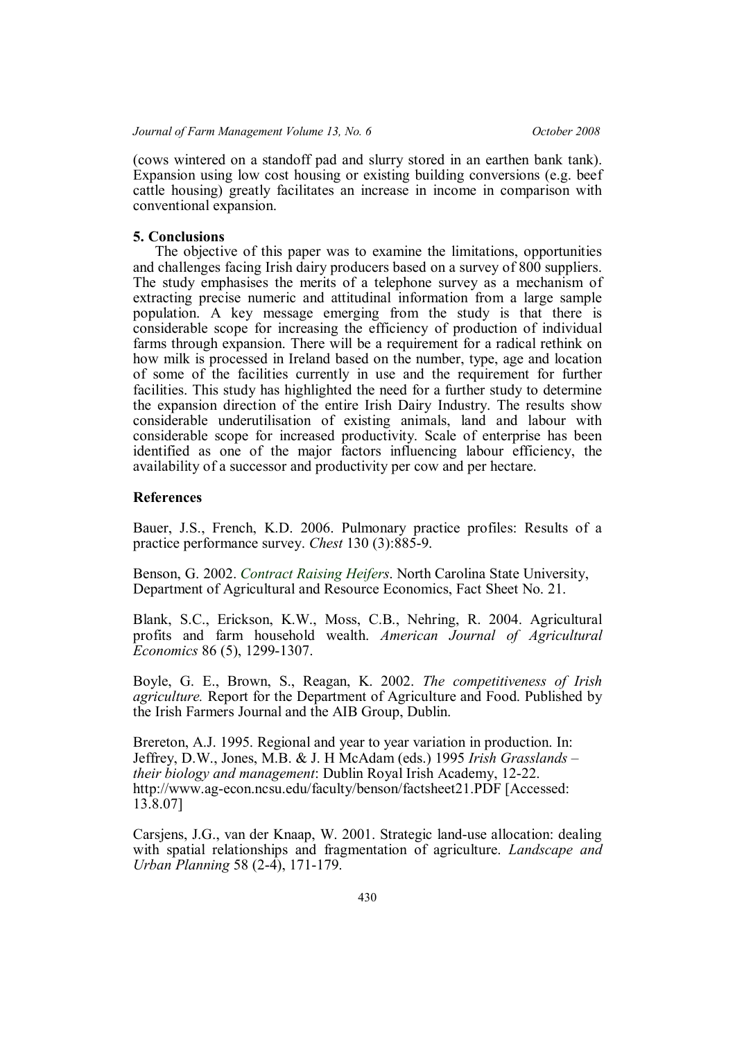(cows wintered on a standoff pad and slurry stored in an earthen bank tank). Expansion using low cost housing or existing building conversions (e.g. beef cattle housing) greatly facilitates an increase in income in comparison with conventional expansion.

## 5. Conclusions

The objective of this paper was to examine the limitations, opportunities and challenges facing Irish dairy producers based on a survey of 800 suppliers. The study emphasises the merits of a telephone survey as a mechanism of extracting precise numeric and attitudinal information from a large sample population. A key message emerging from the study is that there is considerable scope for increasing the efficiency of production of individual farms through expansion. There will be a requirement for a radical rethink on how milk is processed in Ireland based on the number, type, age and location of some of the facilities currently in use and the requirement for further facilities. This study has highlighted the need for a further study to determine the expansion direction of the entire Irish Dairy Industry. The results show considerable underutilisation of existing animals, land and labour with considerable scope for increased productivity. Scale of enterprise has been identified as one of the major factors influencing labour efficiency, the availability of a successor and productivity per cow and per hectare.

## References

Bauer, J.S., French, K.D. 2006. Pulmonary practice profiles: Results of a practice performance survey. *Chest* 130 (3):885-9.

Benson, G. 2002. *Contract Raising Heifers*. North Carolina State University, Department of Agricultural and Resource Economics, Fact Sheet No. 21.

Blank, S.C., Erickson, K.W., Moss, C.B., Nehring, R. 2004. Agricultural profits and farm household wealth. *American Journal of Agricultural Economics* 86 (5), 1299-1307.

Boyle, G. E., Brown, S., Reagan, K. 2002. *The competitiveness of Irish agriculture.* Report for the Department of Agriculture and Food. Published by the Irish Farmers Journal and the AIB Group, Dublin.

Brereton, A.J. 1995. Regional and year to year variation in production. In: Jeffrey, D.W., Jones, M.B. & J. H McAdam (eds.) 1995 *Irish Grasslands – their biology and management*: Dublin Royal Irish Academy, 12-22. http://www.ag-econ.ncsu.edu/faculty/benson/factsheet21.PDF [Accessed: 13.8.07]

Carsjens, J.G., van der Knaap, W. 2001. Strategic land-use allocation: dealing with spatial relationships and fragmentation of agriculture. *Landscape and Urban Planning* 58 (2-4), 171-179.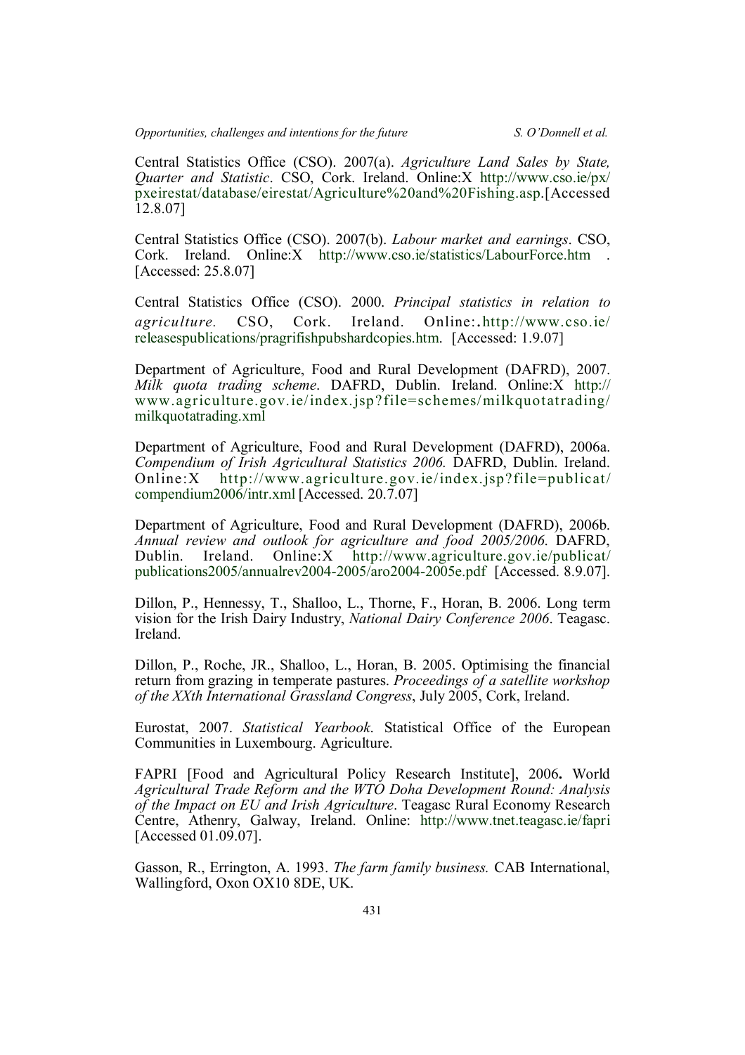Central Statistics Office (CSO). 2007(a). *Agriculture Land Sales by State, Quarter and Statistic*. CSO, Cork. Ireland. Online:X http://www.cso.ie/px/pxeirestat/database/eirestat/Agriculture%20and%20Fishing.asp.[Accessed 12.8.07]

Central Statistics Office (CSO). 2007(b). *Labour market and earnings*. CSO, Cork. Ireland. Online:X http://www.cso.ie/statistics/LabourForce.htm . [Accessed: 25.8.07]

Central Statistics Office (CSO). 2000. *Principal statistics in relation to agriculture.* CSO, Cork. Ireland. Online:.http://www.cso.ie/releasespublications/pragrifishpubshardcopies.htm. [Accessed: 1.9.07]

Department of Agriculture, Food and Rural Development (DAFRD), 2007. *Milk quota trading scheme*. DAFRD, Dublin. Ireland. Online:X http://www.agriculture.gov.ie/index.jsp?file=schemes/milkquotatrading/milkquotatrading.xml

Department of Agriculture, Food and Rural Development (DAFRD), 2006a. *Compendium of Irish Agricultural Statistics 2006.* DAFRD, Dublin. Ireland. Online:X http://www.agriculture.gov.ie/index.jsp?file=publicat/compendium2006/intr.xml [Accessed. 20.7.07]

Department of Agriculture, Food and Rural Development (DAFRD), 2006b. *Annual review and outlook for agriculture and food 2005/2006*. DAFRD, Dublin. Ireland. Online:X http://www.agriculture.gov.ie/publicat/publications2005/annualrev2004-2005/aro2004-2005e.pdf [Accessed. 8.9.07].

Dillon, P., Hennessy, T., Shalloo, L., Thorne, F., Horan, B. 2006. Long term vision for the Irish Dairy Industry, *National Dairy Conference 2006*. Teagasc. Ireland.

Dillon, P., Roche, JR., Shalloo, L., Horan, B. 2005. Optimising the financial return from grazing in temperate pastures. *Proceedings of a satellite workshop of the XXth International Grassland Congress*, July 2005, Cork, Ireland.

Eurostat, 2007. *Statistical Yearbook*. Statistical Office of the European Communities in Luxembourg. Agriculture.

FAPRI [Food and Agricultural Policy Research Institute], 2006**.** World *Agricultural Trade Reform and the WTO Doha Development Round: Analysis of the Impact on EU and Irish Agriculture*. Teagasc Rural Economy Research Centre, Athenry, Galway, Ireland. Online: http://www.tnet.teagasc.ie/fapri [Accessed 01.09.07].

Gasson, R., Errington, A. 1993. *The farm family business.* CAB International, Wallingford, Oxon OX10 8DE, UK.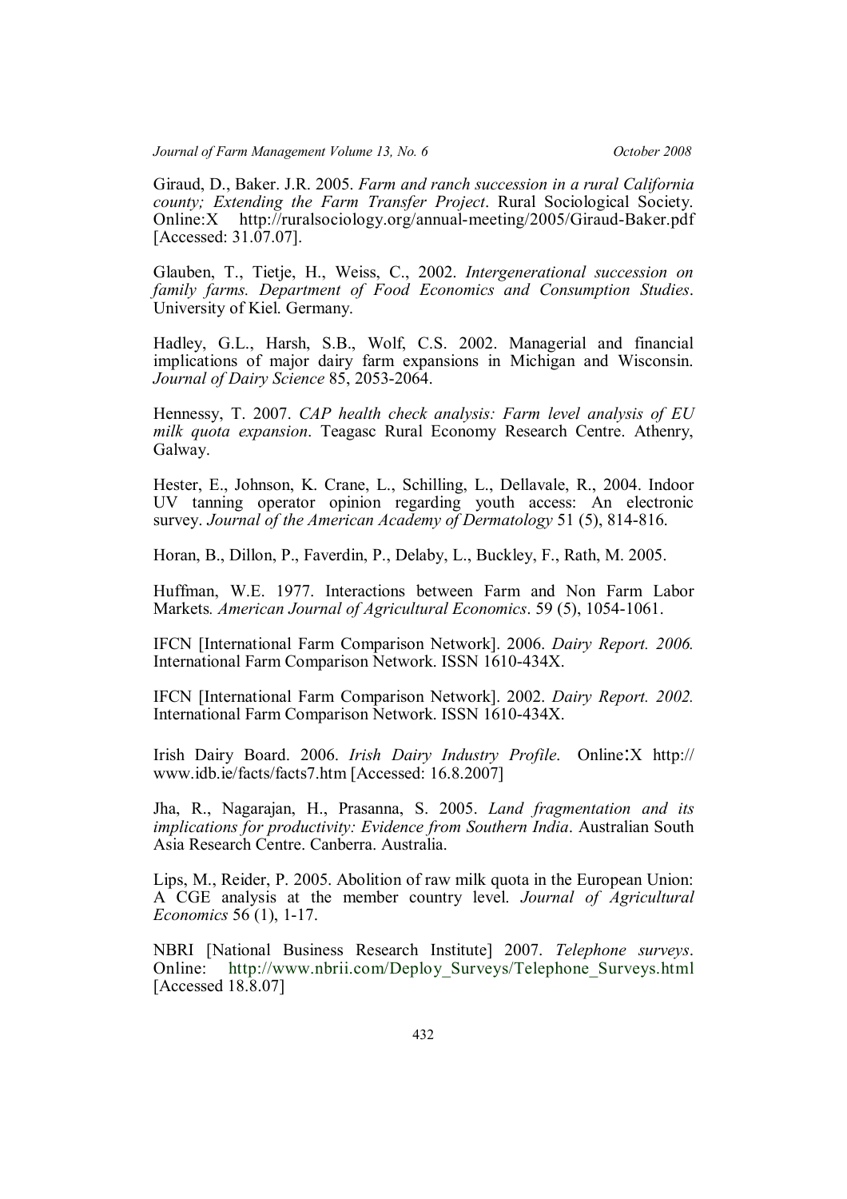Giraud, D., Baker. J.R. 2005. *Farm and ranch succession in a rural California county; Extending the Farm Transfer Project*. Rural Sociological Society. Online:X http://ruralsociology.org/annual-meeting/2005/Giraud-Baker.pdf [Accessed: 31.07.07].

Glauben, T., Tietje, H., Weiss, C., 2002. *Intergenerational succession on family farms. Department of Food Economics and Consumption Studies*. University of Kiel. Germany.

Hadley, G.L., Harsh, S.B., Wolf, C.S. 2002. Managerial and financial implications of major dairy farm expansions in Michigan and Wisconsin. *Journal of Dairy Science* 85, 2053-2064.

Hennessy, T. 2007. *CAP health check analysis: Farm level analysis of EU milk quota expansion*. Teagasc Rural Economy Research Centre. Athenry, Galway.

Hester, E., Johnson, K. Crane, L., Schilling, L., Dellavale, R., 2004. Indoor UV tanning operator opinion regarding youth access: An electronic survey. *Journal of the American Academy of Dermatology* 51 (5), 814-816.

Horan, B., Dillon, P., Faverdin, P., Delaby, L., Buckley, F., Rath, M. 2005.

Huffman, W.E. 1977. Interactions between Farm and Non Farm Labor Markets*. American Journal of Agricultural Economics*. 59 (5), 1054-1061.

IFCN [International Farm Comparison Network]. 2006. *Dairy Report. 2006.* International Farm Comparison Network. ISSN 1610-434X.

IFCN [International Farm Comparison Network]. 2002. *Dairy Report. 2002.* International Farm Comparison Network. ISSN 1610-434X.

Irish Dairy Board. 2006. *Irish Dairy Industry Profile*. Online:X http:// www.idb.ie/facts/facts7.htm [Accessed: 16.8.2007]

Jha, R., Nagarajan, H., Prasanna, S. 2005. *Land fragmentation and its implications for productivity: Evidence from Southern India*. Australian South Asia Research Centre. Canberra. Australia.

Lips, M., Reider, P. 2005. Abolition of raw milk quota in the European Union: A CGE analysis at the member country level. *Journal of Agricultural Economics* 56 (1), 1-17.

NBRI [National Business Research Institute] 2007. *Telephone surveys*. Online: http://www.nbrii.com/Deploy_Surveys/Telephone_Surveys.html [Accessed 18.8.07]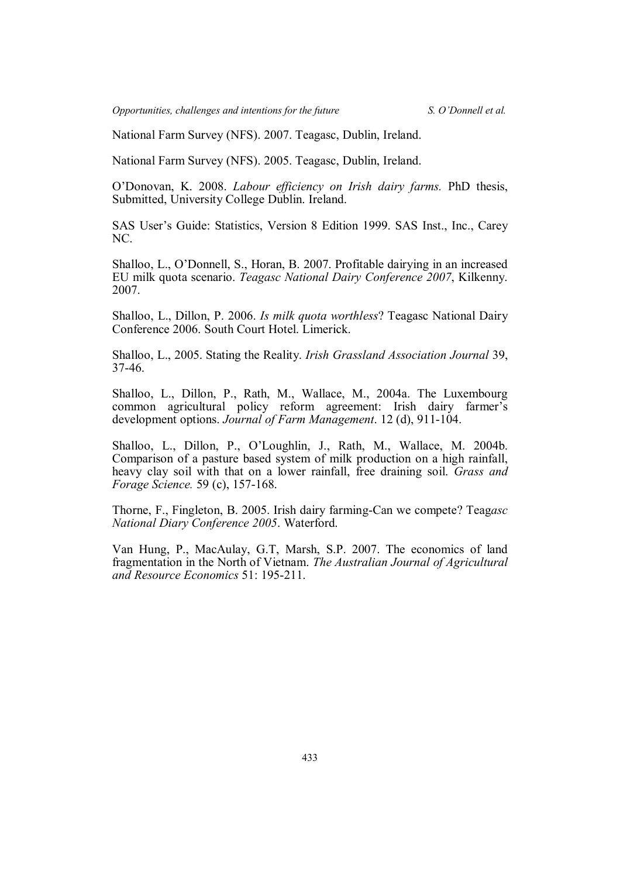National Farm Survey (NFS). 2007. Teagasc, Dublin, Ireland.

National Farm Survey (NFS). 2005. Teagasc, Dublin, Ireland.

O'Donovan, K. 2008. *Labour efficiency on Irish dairy farms.* PhD thesis, Submitted, University College Dublin. Ireland.

SAS User's Guide: Statistics, Version 8 Edition 1999. SAS Inst., Inc., Carey NC.

Shalloo, L., O'Donnell, S., Horan, B. 2007. Profitable dairying in an increased EU milk quota scenario. *Teagasc National Dairy Conference 2007*, Kilkenny. 2007.

Shalloo, L., Dillon, P. 2006. *Is milk quota worthless*? Teagasc National Dairy Conference 2006. South Court Hotel. Limerick.

Shalloo, L., 2005. Stating the Reality. *Irish Grassland Association Journal* 39, 37-46.

Shalloo, L., Dillon, P., Rath, M., Wallace, M., 2004a. The Luxembourg common agricultural policy reform agreement: Irish dairy farmer's development options. *Journal of Farm Management*. 12 (d), 911-104.

Shalloo, L., Dillon, P., O'Loughlin, J., Rath, M., Wallace, M. 2004b. Comparison of a pasture based system of milk production on a high rainfall, heavy clay soil with that on a lower rainfall, free draining soil. *Grass and Forage Science.* 59 (c), 157-168.

Thorne, F., Fingleton, B. 2005. Irish dairy farming-Can we compete? Teag*asc National Diary Conference 2005*. Waterford.

Van Hung, P., MacAulay, G.T, Marsh, S.P. 2007. The economics of land fragmentation in the North of Vietnam. *The Australian Journal of Agricultural and Resource Economics* 51: 195-211.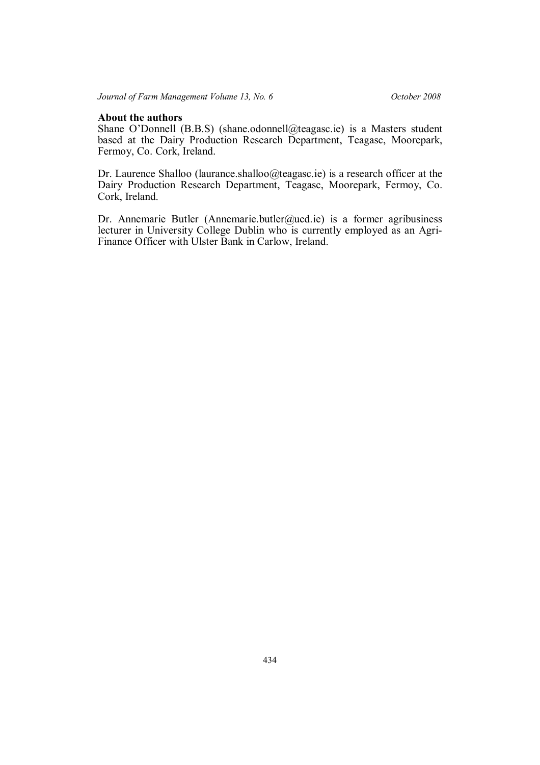**About the authors**

Shane O'Donnell (B.B.S) (shane.odonnell@teagasc.ie) is a Masters student based at the Dairy Production Research Department, Teagasc, Moorepark, Fermoy, Co. Cork, Ireland.

Dr. Laurence Shalloo (laurance.shalloo@teagasc.ie) is a research officer at the Dairy Production Research Department, Teagasc, Moorepark, Fermoy, Co. Cork, Ireland.

Dr. Annemarie Butler (Annemarie.butler@ucd.ie) is a former agribusiness lecturer in University College Dublin who is currently employed as an Agri-Finance Officer with Ulster Bank in Carlow, Ireland.